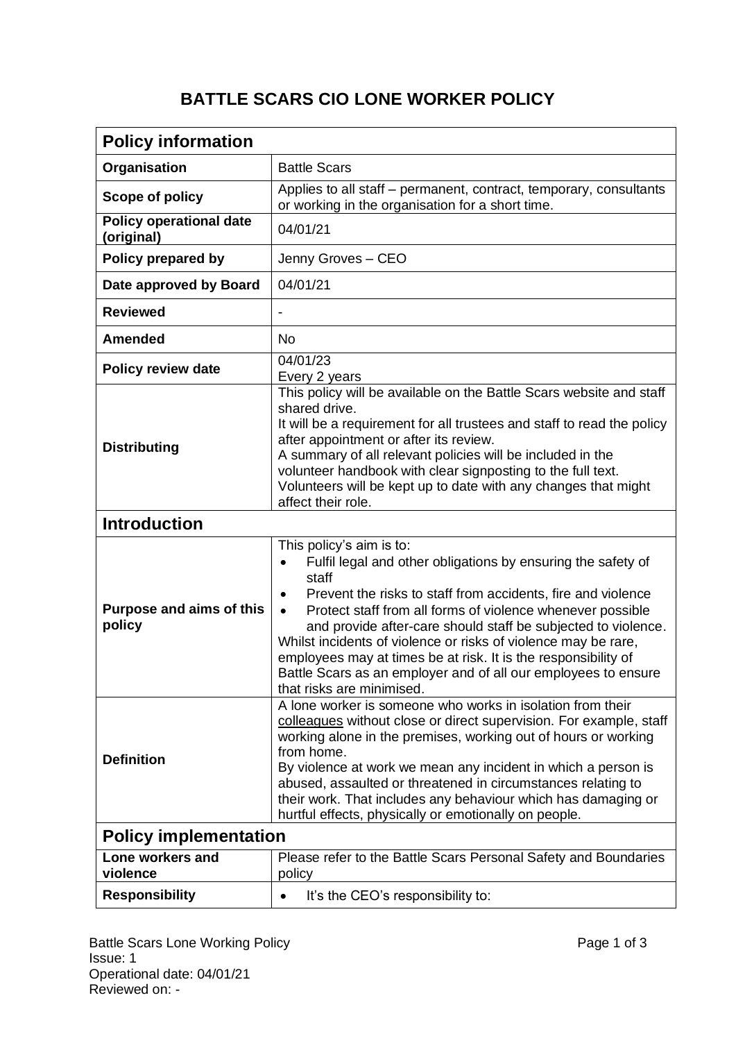# BATTLE SCARS CIO LONE WORKER POLICY

| **Policy information** | |
|---|---|
| **Organisation** | Battle Scars |
| **Scope of policy** | Applies to all staff – permanent, contract, temporary, consultants or working in the organisation for a short time. |
| **Policy operational date (original)** | 04/01/21 |
| **Policy prepared by** | Jenny Groves – CEO |
| **Date approved by Board** | 04/01/21 |
| **Reviewed** | - |
| **Amended** | No |
| **Policy review date** | 04/01/23<br>Every 2 years |
| **Distributing** | This policy will be available on the Battle Scars website and staff shared drive.<br>It will be a requirement for all trustees and staff to read the policy after appointment or after its review.<br>A summary of all relevant policies will be included in the volunteer handbook with clear signposting to the full text.<br>Volunteers will be kept up to date with any changes that might affect their role. |
| **Introduction** | |
| **Purpose and aims of this policy** | This policy's aim is to:<br>• Fulfil legal and other obligations by ensuring the safety of staff<br>• Prevent the risks to staff from accidents, fire and violence<br>• Protect staff from all forms of violence whenever possible and provide after-care should staff be subjected to violence.<br>Whilst incidents of violence or risks of violence may be rare, employees may at times be at risk. It is the responsibility of Battle Scars as an employer and of all our employees to ensure that risks are minimised. |
| **Definition** | A lone worker is someone who works in isolation from their colleagues without close or direct supervision. For example, staff working alone in the premises, working out of hours or working from home.<br>By violence at work we mean any incident in which a person is abused, assaulted or threatened in circumstances relating to their work. That includes any behaviour which has damaging or hurtful effects, physically or emotionally on people. |
| **Policy implementation** | |
| **Lone workers and violence** | Please refer to the Battle Scars Personal Safety and Boundaries policy |
| **Responsibility** | • It's the CEO's responsibility to: |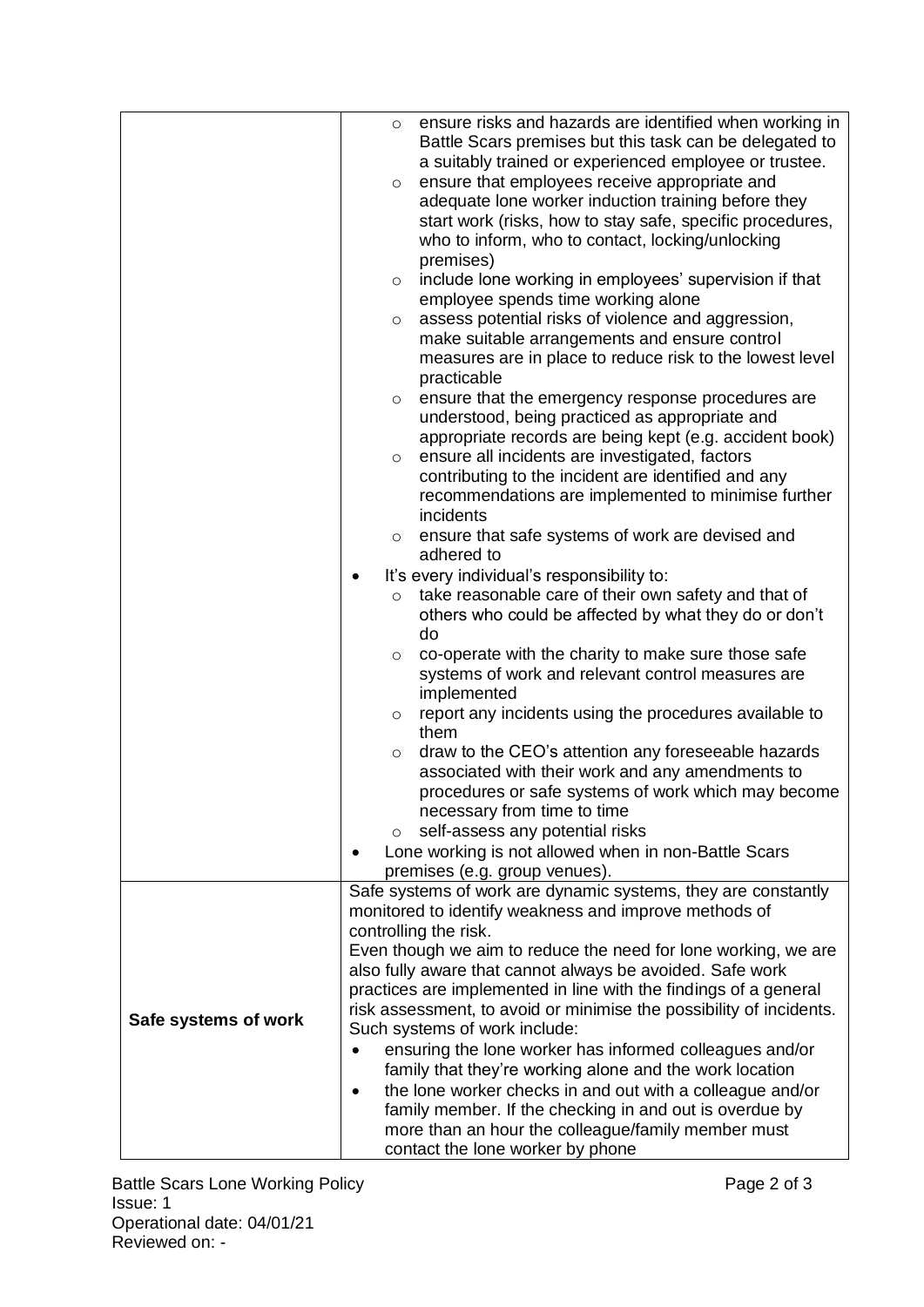| | |
|---|---|
| | ◦ ensure risks and hazards are identified when working in Battle Scars premises but this task can be delegated to a suitably trained or experienced employee or trustee.<br>◦ ensure that employees receive appropriate and adequate lone worker induction training before they start work (risks, how to stay safe, specific procedures, who to inform, who to contact, locking/unlocking premises)<br>◦ include lone working in employees' supervision if that employee spends time working alone<br>◦ assess potential risks of violence and aggression, make suitable arrangements and ensure control measures are in place to reduce risk to the lowest level practicable<br>◦ ensure that the emergency response procedures are understood, being practiced as appropriate and appropriate records are being kept (e.g. accident book)<br>◦ ensure all incidents are investigated, factors contributing to the incident are identified and any recommendations are implemented to minimise further incidents<br>◦ ensure that safe systems of work are devised and adhered to<br>• It's every individual's responsibility to:<br>◦ take reasonable care of their own safety and that of others who could be affected by what they do or don't do<br>◦ co-operate with the charity to make sure those safe systems of work and relevant control measures are implemented<br>◦ report any incidents using the procedures available to them<br>◦ draw to the CEO's attention any foreseeable hazards associated with their work and any amendments to procedures or safe systems of work which may become necessary from time to time<br>◦ self-assess any potential risks<br>• Lone working is not allowed when in non-Battle Scars premises (e.g. group venues). |
| **Safe systems of work** | Safe systems of work are dynamic systems, they are constantly monitored to identify weakness and improve methods of controlling the risk.<br>Even though we aim to reduce the need for lone working, we are also fully aware that cannot always be avoided. Safe work practices are implemented in line with the findings of a general risk assessment, to avoid or minimise the possibility of incidents. Such systems of work include:<br>• ensuring the lone worker has informed colleagues and/or family that they're working alone and the work location<br>• the lone worker checks in and out with a colleague and/or family member. If the checking in and out is overdue by more than an hour the colleague/family member must contact the lone worker by phone |

Battle Scars Lone Working Policy
Issue: 1
Operational date: 04/01/21
Reviewed on: -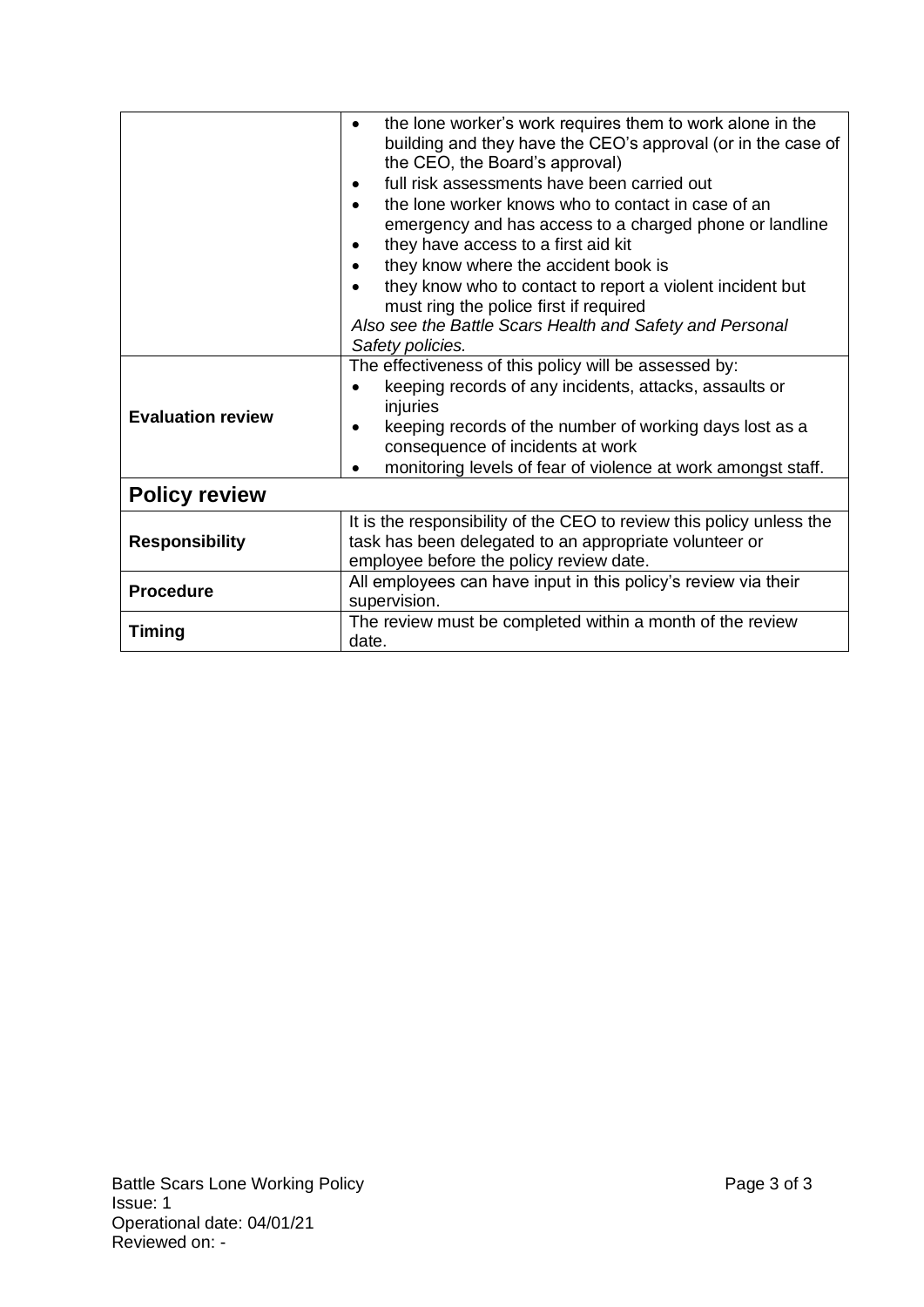| | |
|---|---|
| | • the lone worker's work requires them to work alone in the building and they have the CEO's approval (or in the case of the CEO, the Board's approval)<br>• full risk assessments have been carried out<br>• the lone worker knows who to contact in case of an emergency and has access to a charged phone or landline<br>• they have access to a first aid kit<br>• they know where the accident book is<br>• they know who to contact to report a violent incident but must ring the police first if required<br>*Also see the Battle Scars Health and Safety and Personal Safety policies.* |
| **Evaluation review** | The effectiveness of this policy will be assessed by:<br>• keeping records of any incidents, attacks, assaults or injuries<br>• keeping records of the number of working days lost as a consequence of incidents at work<br>• monitoring levels of fear of violence at work amongst staff. |

## Policy review

| | |
|---|---|
| **Responsibility** | It is the responsibility of the CEO to review this policy unless the task has been delegated to an appropriate volunteer or employee before the policy review date. |
| **Procedure** | All employees can have input in this policy's review via their supervision. |
| **Timing** | The review must be completed within a month of the review date. |

Battle Scars Lone Working Policy
Issue: 1
Operational date: 04/01/21
Reviewed on: -